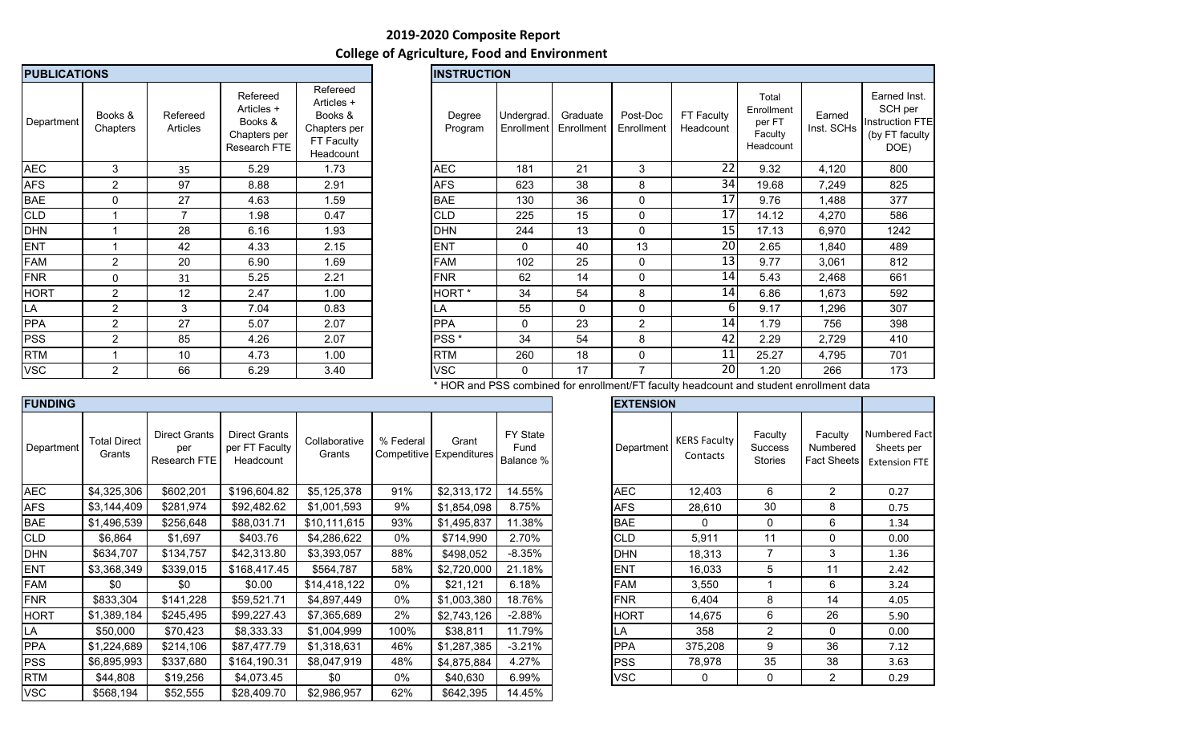# 2019-2020 Composite Report

## College of Agriculture, Food and Environment

### PUBLICATIONS

| Department | Books & Chapters | Refereed Articles | Refereed Articles + Books & Chapters per Research FTE | Refereed Articles + Books & Chapters per FT Faculty Headcount |
|---|---|---|---|---|
| AEC | 3 | 35 | 5.29 | 1.73 |
| AFS | 2 | 97 | 8.88 | 2.91 |
| BAE | 0 | 27 | 4.63 | 1.59 |
| CLD | 1 | 7 | 1.98 | 0.47 |
| DHN | 1 | 28 | 6.16 | 1.93 |
| ENT | 1 | 42 | 4.33 | 2.15 |
| FAM | 2 | 20 | 6.90 | 1.69 |
| FNR | 0 | 31 | 5.25 | 2.21 |
| HORT | 2 | 12 | 2.47 | 1.00 |
| LA | 2 | 3 | 7.04 | 0.83 |
| PPA | 2 | 27 | 5.07 | 2.07 |
| PSS | 2 | 85 | 4.26 | 2.07 |
| RTM | 1 | 10 | 4.73 | 1.00 |
| VSC | 2 | 66 | 6.29 | 3.40 |

### INSTRUCTION

| Degree Program | Undergrad. Enrollment | Graduate Enrollment | Post-Doc Enrollment | FT Faculty Headcount | Total Enrollment per FT Faculty Headcount | Earned Inst. SCHs | Earned Inst. SCH per Instruction FTE (by FT faculty DOE) |
|---|---|---|---|---|---|---|---|
| AEC | 181 | 21 | 3 | 22 | 9.32 | 4,120 | 800 |
| AFS | 623 | 38 | 8 | 34 | 19.68 | 7,249 | 825 |
| BAE | 130 | 36 | 0 | 17 | 9.76 | 1,488 | 377 |
| CLD | 225 | 15 | 0 | 17 | 14.12 | 4,270 | 586 |
| DHN | 244 | 13 | 0 | 15 | 17.13 | 6,970 | 1242 |
| ENT | 0 | 40 | 13 | 20 | 2.65 | 1,840 | 489 |
| FAM | 102 | 25 | 0 | 13 | 9.77 | 3,061 | 812 |
| FNR | 62 | 14 | 0 | 14 | 5.43 | 2,468 | 661 |
| HORT * | 34 | 54 | 8 | 14 | 6.86 | 1,673 | 592 |
| LA | 55 | 0 | 0 | 6 | 9.17 | 1,296 | 307 |
| PPA | 0 | 23 | 2 | 14 | 1.79 | 756 | 398 |
| PSS * | 34 | 54 | 8 | 42 | 2.29 | 2,729 | 410 |
| RTM | 260 | 18 | 0 | 11 | 25.27 | 4,795 | 701 |
| VSC | 0 | 17 | 7 | 20 | 1.20 | 266 | 173 |

\* HOR and PSS combined for enrollment/FT faculty headcount and student enrollment data

### FUNDING

| Department | Total Direct Grants | Direct Grants per Research FTE | Direct Grants per FT Faculty Headcount | Collaborative Grants | % Federal Competitive | Grant Expenditures | FY State Fund Balance % |
|---|---|---|---|---|---|---|---|
| AEC | $4,325,306 | $602,201 | $196,604.82 | $5,125,378 | 91% | $2,313,172 | 14.55% |
| AFS | $3,144,409 | $281,974 | $92,482.62 | $1,001,593 | 9% | $1,854,098 | 8.75% |
| BAE | $1,496,539 | $256,648 | $88,031.71 | $10,111,615 | 93% | $1,495,837 | 11.38% |
| CLD | $6,864 | $1,697 | $403.76 | $4,286,622 | 0% | $714,990 | 2.70% |
| DHN | $634,707 | $134,757 | $42,313.80 | $3,393,057 | 88% | $498,052 | -8.35% |
| ENT | $3,368,349 | $339,015 | $168,417.45 | $564,787 | 58% | $2,720,000 | 21.18% |
| FAM | $0 | $0 | $0.00 | $14,418,122 | 0% | $21,121 | 6.18% |
| FNR | $833,304 | $141,228 | $59,521.71 | $4,897,449 | 0% | $1,003,380 | 18.76% |
| HORT | $1,389,184 | $245,495 | $99,227.43 | $7,365,689 | 2% | $2,743,126 | -2.88% |
| LA | $50,000 | $70,423 | $8,333.33 | $1,004,999 | 100% | $38,811 | 11.79% |
| PPA | $1,224,689 | $214,106 | $87,477.79 | $1,318,631 | 46% | $1,287,385 | -3.21% |
| PSS | $6,895,993 | $337,680 | $164,190.31 | $8,047,919 | 48% | $4,875,884 | 4.27% |
| RTM | $44,808 | $19,256 | $4,073.45 | $0 | 0% | $40,630 | 6.99% |
| VSC | $568,194 | $52,555 | $28,409.70 | $2,986,957 | 62% | $642,395 | 14.45% |

### EXTENSION

| Department | KERS Faculty Contacts | Faculty Success Stories | Faculty Numbered Fact Sheets | Numbered Fact Sheets per Extension FTE |
|---|---|---|---|---|
| AEC | 12,403 | 6 | 2 | 0.27 |
| AFS | 28,610 | 30 | 8 | 0.75 |
| BAE | 0 | 0 | 6 | 1.34 |
| CLD | 5,911 | 11 | 0 | 0.00 |
| DHN | 18,313 | 7 | 3 | 1.36 |
| ENT | 16,033 | 5 | 11 | 2.42 |
| FAM | 3,550 | 1 | 6 | 3.24 |
| FNR | 6,404 | 8 | 14 | 4.05 |
| HORT | 14,675 | 6 | 26 | 5.90 |
| LA | 358 | 2 | 0 | 0.00 |
| PPA | 375,208 | 9 | 36 | 7.12 |
| PSS | 78,978 | 35 | 38 | 3.63 |
| VSC | 0 | 0 | 2 | 0.29 |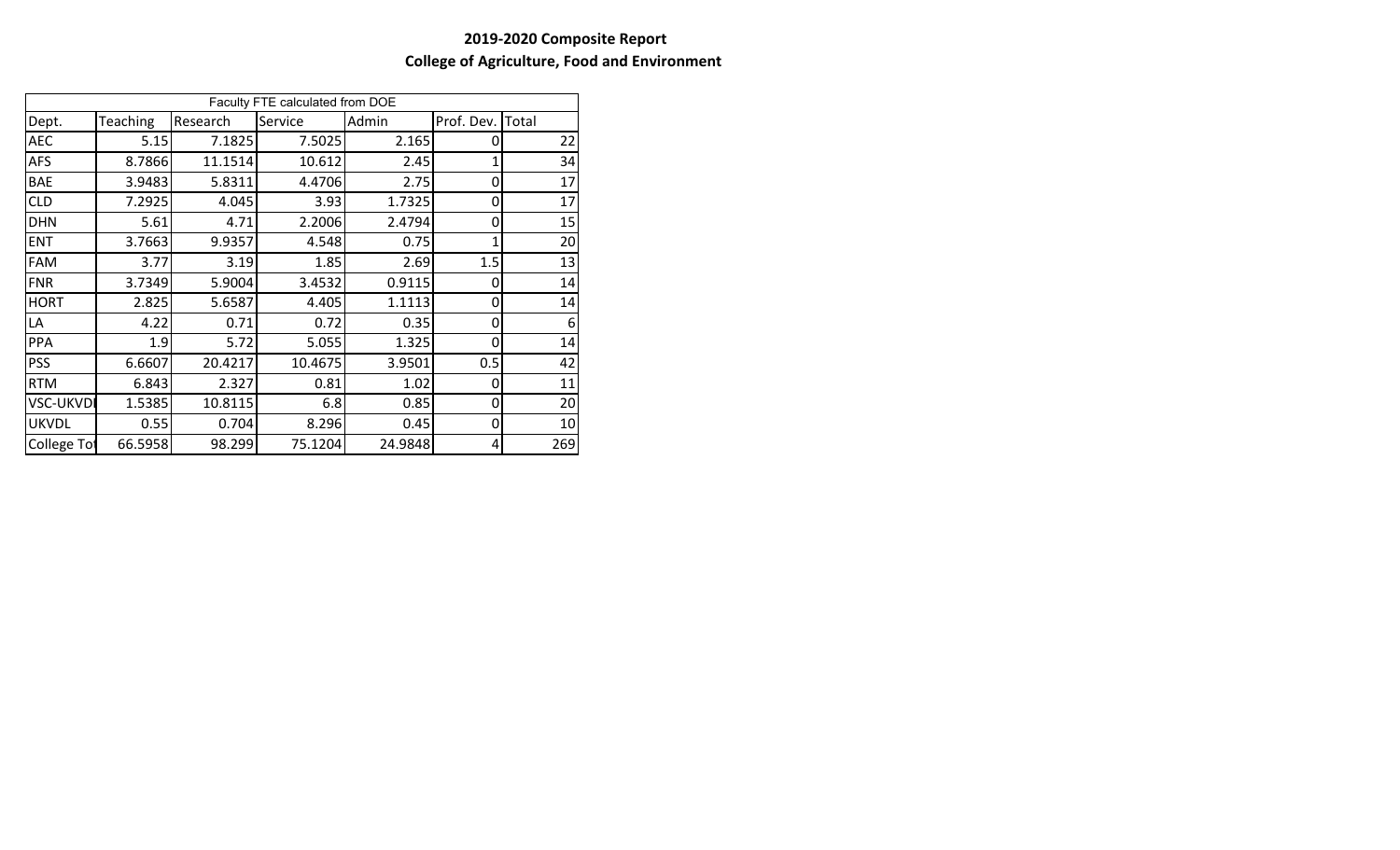# 2019-2020 Composite Report

## College of Agriculture, Food and Environment

| Faculty FTE calculated from DOE | | | | | | |
|---|---|---|---|---|---|---|
| Dept. | Teaching | Research | Service | Admin | Prof. Dev. | Total |
| AEC | 5.15 | 7.1825 | 7.5025 | 2.165 | 0 | 22 |
| AFS | 8.7866 | 11.1514 | 10.612 | 2.45 | 1 | 34 |
| BAE | 3.9483 | 5.8311 | 4.4706 | 2.75 | 0 | 17 |
| CLD | 7.2925 | 4.045 | 3.93 | 1.7325 | 0 | 17 |
| DHN | 5.61 | 4.71 | 2.2006 | 2.4794 | 0 | 15 |
| ENT | 3.7663 | 9.9357 | 4.548 | 0.75 | 1 | 20 |
| FAM | 3.77 | 3.19 | 1.85 | 2.69 | 1.5 | 13 |
| FNR | 3.7349 | 5.9004 | 3.4532 | 0.9115 | 0 | 14 |
| HORT | 2.825 | 5.6587 | 4.405 | 1.1113 | 0 | 14 |
| LA | 4.22 | 0.71 | 0.72 | 0.35 | 0 | 6 |
| PPA | 1.9 | 5.72 | 5.055 | 1.325 | 0 | 14 |
| PSS | 6.6607 | 20.4217 | 10.4675 | 3.9501 | 0.5 | 42 |
| RTM | 6.843 | 2.327 | 0.81 | 1.02 | 0 | 11 |
| VSC-UKVDI | 1.5385 | 10.8115 | 6.8 | 0.85 | 0 | 20 |
| UKVDL | 0.55 | 0.704 | 8.296 | 0.45 | 0 | 10 |
| College Tot | 66.5958 | 98.299 | 75.1204 | 24.9848 | 4 | 269 |